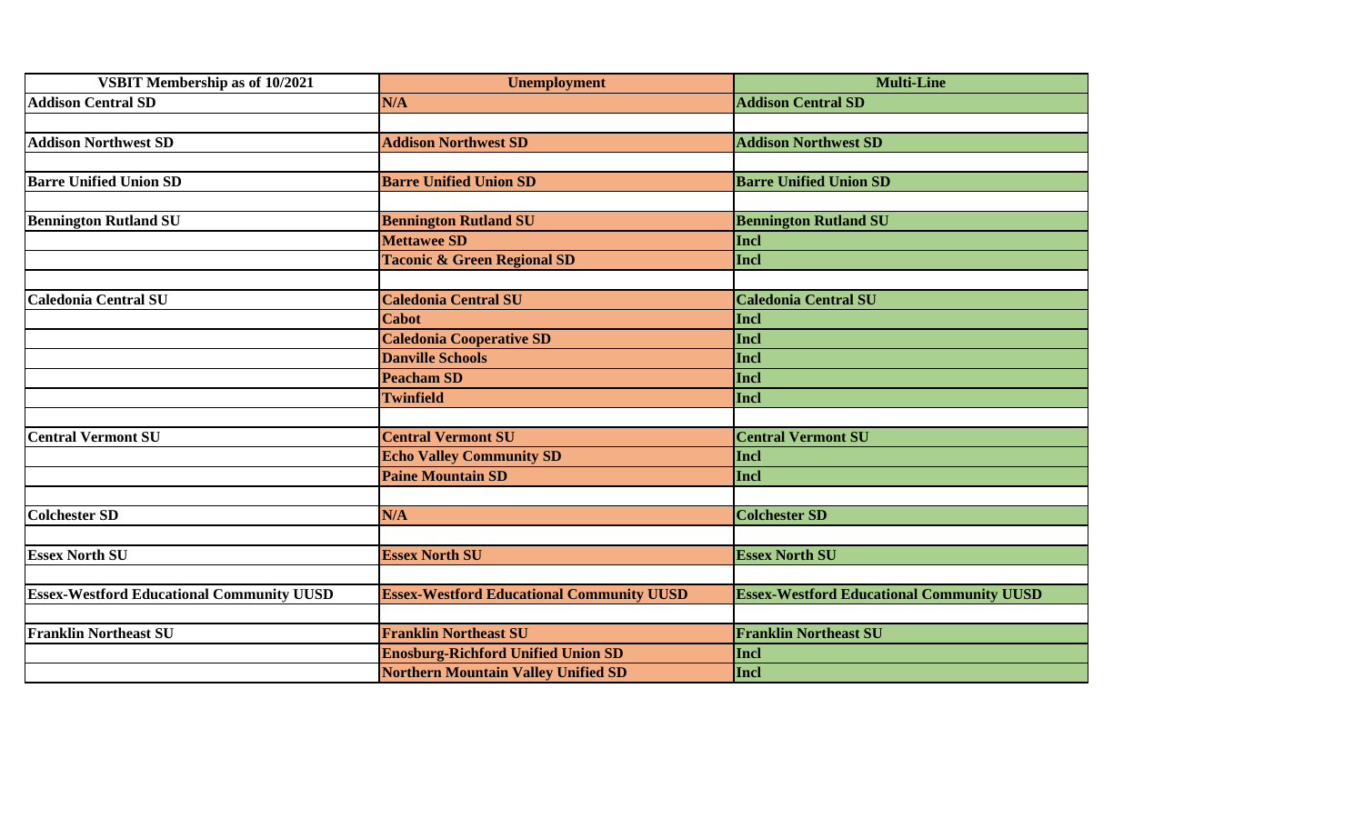| VSBIT Membership as of 10/2021 | Unemployment | Multi-Line |
|---|---|---|
| **Addison Central SD** | **N/A** | **Addison Central SD** |
| | | |
| **Addison Northwest SD** | **Addison Northwest SD** | **Addison Northwest SD** |
| | | |
| **Barre Unified Union SD** | **Barre Unified Union SD** | **Barre Unified Union SD** |
| | | |
| **Bennington Rutland SU** | **Bennington Rutland SU** | **Bennington Rutland SU** |
| | **Mettawee SD** | **Incl** |
| | **Taconic & Green Regional SD** | **Incl** |
| | | |
| **Caledonia Central SU** | **Caledonia Central SU** | **Caledonia Central SU** |
| | **Cabot** | **Incl** |
| | **Caledonia Cooperative SD** | **Incl** |
| | **Danville Schools** | **Incl** |
| | **Peacham SD** | **Incl** |
| | **Twinfield** | **Incl** |
| | | |
| **Central Vermont SU** | **Central Vermont SU** | **Central Vermont SU** |
| | **Echo Valley Community SD** | **Incl** |
| | **Paine Mountain SD** | **Incl** |
| | | |
| **Colchester SD** | **N/A** | **Colchester SD** |
| | | |
| **Essex North SU** | **Essex North SU** | **Essex North SU** |
| | | |
| **Essex-Westford Educational Community UUSD** | **Essex-Westford Educational Community UUSD** | **Essex-Westford Educational Community UUSD** |
| | | |
| **Franklin Northeast SU** | **Franklin Northeast SU** | **Franklin Northeast SU** |
| | **Enosburg-Richford Unified Union SD** | **Incl** |
| | **Northern Mountain Valley Unified SD** | **Incl** |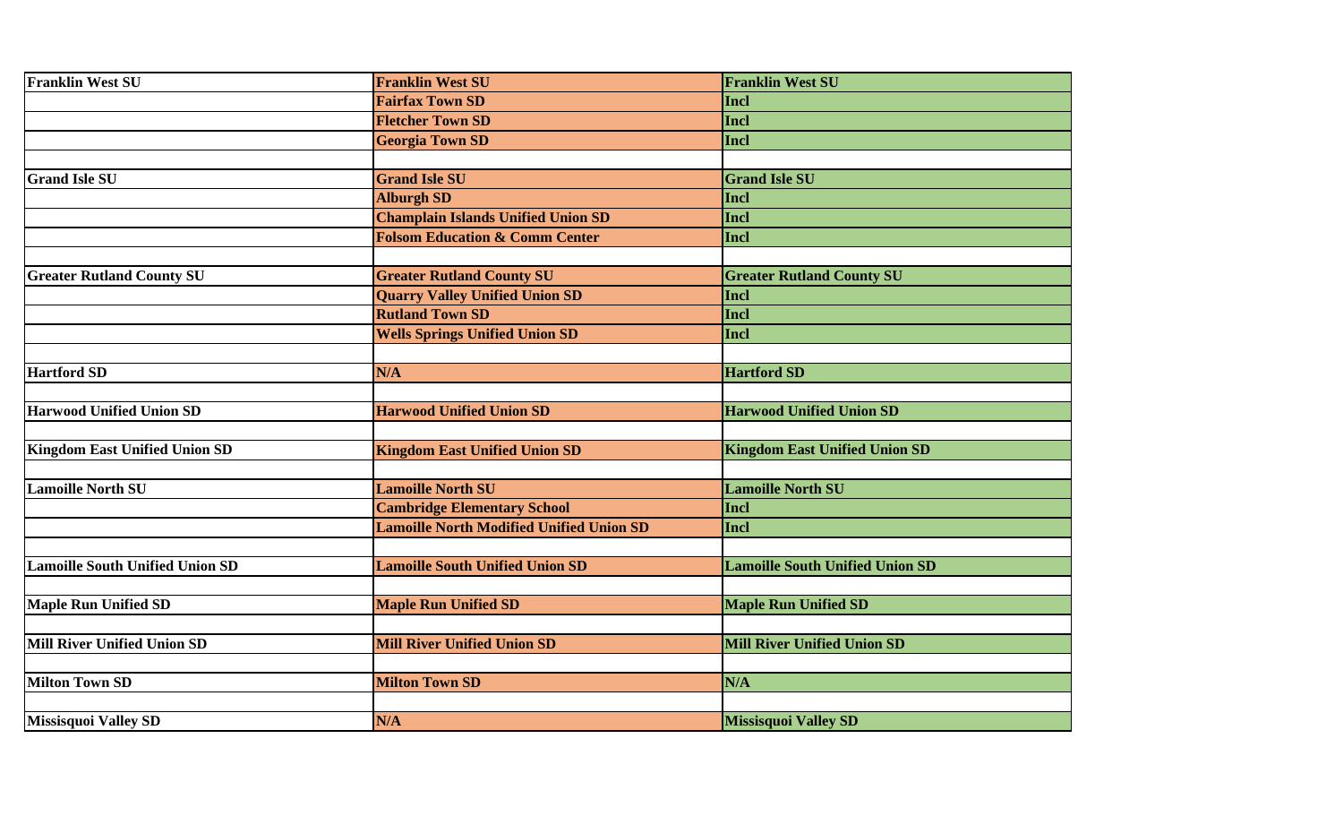| Franklin West SU | Franklin West SU | Franklin West SU |
|---|---|---|
| | Fairfax Town SD | Incl |
| | Fletcher Town SD | Incl |
| | Georgia Town SD | Incl |
| | | |
| Grand Isle SU | Grand Isle SU | Grand Isle SU |
| | Alburgh SD | Incl |
| | Champlain Islands Unified Union SD | Incl |
| | Folsom Education & Comm Center | Incl |
| | | |
| Greater Rutland County SU | Greater Rutland County SU | Greater Rutland County SU |
| | Quarry Valley Unified Union SD | Incl |
| | Rutland Town SD | Incl |
| | Wells Springs Unified Union SD | Incl |
| | | |
| Hartford SD | N/A | Hartford SD |
| | | |
| Harwood Unified Union SD | Harwood Unified Union SD | Harwood Unified Union SD |
| | | |
| Kingdom East Unified Union SD | Kingdom East Unified Union SD | Kingdom East Unified Union SD |
| | | |
| Lamoille North SU | Lamoille North SU | Lamoille North SU |
| | Cambridge Elementary School | Incl |
| | Lamoille North Modified Unified Union SD | Incl |
| | | |
| Lamoille South Unified Union SD | Lamoille South Unified Union SD | Lamoille South Unified Union SD |
| | | |
| Maple Run Unified SD | Maple Run Unified SD | Maple Run Unified SD |
| | | |
| Mill River Unified Union SD | Mill River Unified Union SD | Mill River Unified Union SD |
| | | |
| Milton Town SD | Milton Town SD | N/A |
| | | |
| Missisquoi Valley SD | N/A | Missisquoi Valley SD |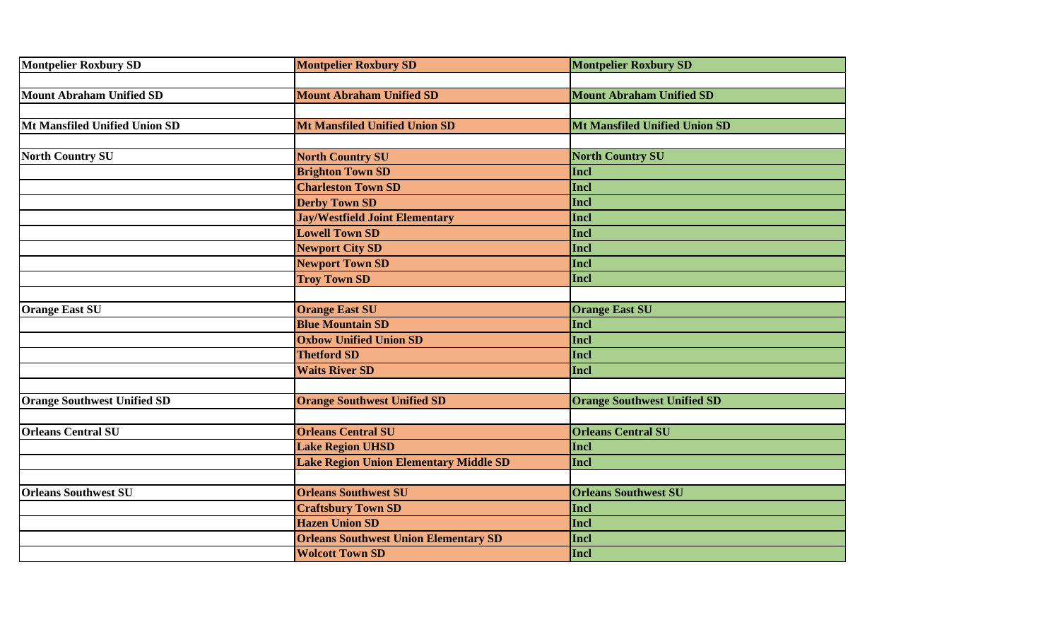| | | |
|---|---|---|
| **Montpelier Roxbury SD** | **Montpelier Roxbury SD** | **Montpelier Roxbury SD** |
| | | |
| **Mount Abraham Unified SD** | **Mount Abraham Unified SD** | **Mount Abraham Unified SD** |
| | | |
| **Mt Mansfiled Unified Union SD** | **Mt Mansfiled Unified Union SD** | **Mt Mansfiled Unified Union SD** |
| | | |
| **North Country SU** | **North Country SU** | **North Country SU** |
| | **Brighton Town SD** | **Incl** |
| | **Charleston Town SD** | **Incl** |
| | **Derby Town SD** | **Incl** |
| | **Jay/Westfield Joint Elementary** | **Incl** |
| | **Lowell Town SD** | **Incl** |
| | **Newport City SD** | **Incl** |
| | **Newport Town SD** | **Incl** |
| | **Troy Town SD** | **Incl** |
| | | |
| **Orange East SU** | **Orange East SU** | **Orange East SU** |
| | **Blue Mountain SD** | **Incl** |
| | **Oxbow Unified Union SD** | **Incl** |
| | **Thetford SD** | **Incl** |
| | **Waits River SD** | **Incl** |
| | | |
| **Orange Southwest Unified SD** | **Orange Southwest Unified SD** | **Orange Southwest Unified SD** |
| | | |
| **Orleans Central SU** | **Orleans Central SU** | **Orleans Central SU** |
| | **Lake Region UHSD** | **Incl** |
| | **Lake Region Union Elementary Middle SD** | **Incl** |
| | | |
| **Orleans Southwest SU** | **Orleans Southwest SU** | **Orleans Southwest SU** |
| | **Craftsbury Town SD** | **Incl** |
| | **Hazen Union SD** | **Incl** |
| | **Orleans Southwest Union Elementary SD** | **Incl** |
| | **Wolcott Town SD** | **Incl** |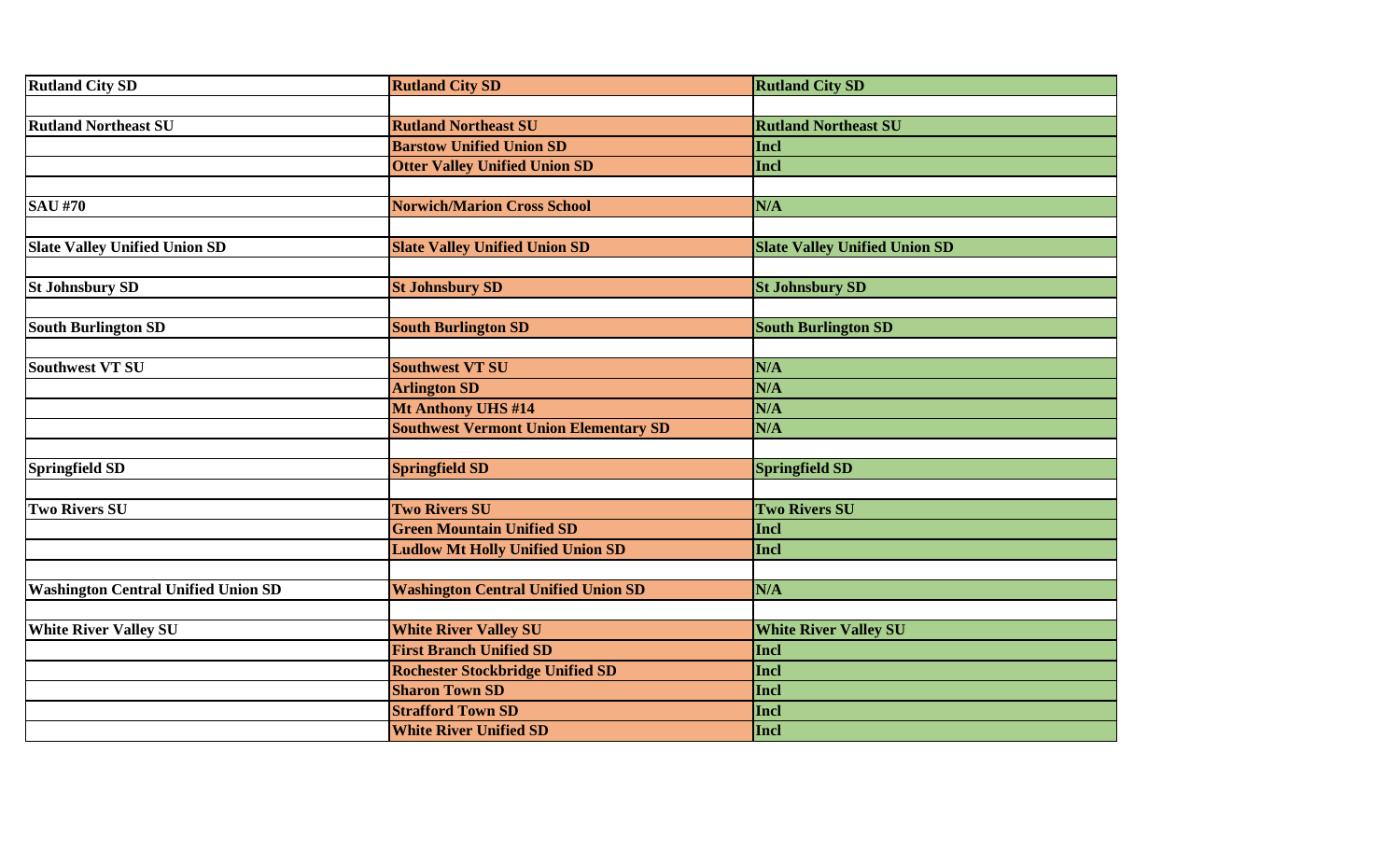| Rutland City SD | Rutland City SD | Rutland City SD |
|---|---|---|
| | | |
| Rutland Northeast SU | Rutland Northeast SU | Rutland Northeast SU |
| | Barstow Unified Union SD | Incl |
| | Otter Valley Unified Union SD | Incl |
| | | |
| SAU #70 | Norwich/Marion Cross School | N/A |
| | | |
| Slate Valley Unified Union SD | Slate Valley Unified Union SD | Slate Valley Unified Union SD |
| | | |
| St Johnsbury SD | St Johnsbury SD | St Johnsbury SD |
| | | |
| South Burlington SD | South Burlington SD | South Burlington SD |
| | | |
| Southwest VT SU | Southwest VT SU | N/A |
| | Arlington SD | N/A |
| | Mt Anthony UHS #14 | N/A |
| | Southwest Vermont Union Elementary SD | N/A |
| | | |
| Springfield SD | Springfield SD | Springfield SD |
| | | |
| Two Rivers SU | Two Rivers SU | Two Rivers SU |
| | Green Mountain Unified SD | Incl |
| | Ludlow Mt Holly Unified Union SD | Incl |
| | | |
| Washington Central Unified Union SD | Washington Central Unified Union SD | N/A |
| | | |
| White River Valley SU | White River Valley SU | White River Valley SU |
| | First Branch Unified SD | Incl |
| | Rochester Stockbridge Unified SD | Incl |
| | Sharon Town SD | Incl |
| | Strafford Town SD | Incl |
| | White River Unified SD | Incl |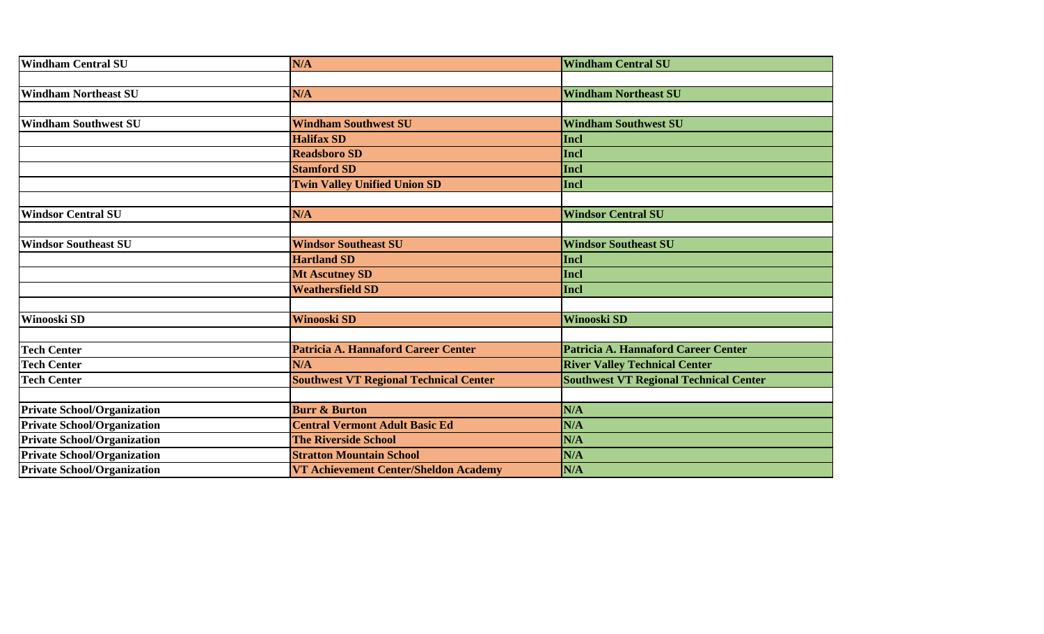| | | |
|---|---|---|
| **Windham Central SU** | **N/A** | **Windham Central SU** |
| | | |
| **Windham Northeast SU** | **N/A** | **Windham Northeast SU** |
| | | |
| **Windham Southwest SU** | **Windham Southwest SU** | **Windham Southwest SU** |
| | **Halifax SD** | **Incl** |
| | **Readsboro SD** | **Incl** |
| | **Stamford SD** | **Incl** |
| | **Twin Valley Unified Union SD** | **Incl** |
| | | |
| **Windsor Central SU** | **N/A** | **Windsor Central SU** |
| | | |
| **Windsor Southeast SU** | **Windsor Southeast SU** | **Windsor Southeast SU** |
| | **Hartland SD** | **Incl** |
| | **Mt Ascutney SD** | **Incl** |
| | **Weathersfield SD** | **Incl** |
| | | |
| **Winooski SD** | **Winooski SD** | **Winooski SD** |
| | | |
| **Tech Center** | **Patricia A. Hannaford Career Center** | **Patricia A. Hannaford Career Center** |
| **Tech Center** | **N/A** | **River Valley Technical Center** |
| **Tech Center** | **Southwest VT Regional Technical Center** | **Southwest VT Regional Technical Center** |
| | | |
| **Private School/Organization** | **Burr & Burton** | **N/A** |
| **Private School/Organization** | **Central Vermont Adult Basic Ed** | **N/A** |
| **Private School/Organization** | **The Riverside School** | **N/A** |
| **Private School/Organization** | **Stratton Mountain School** | **N/A** |
| **Private School/Organization** | **VT Achievement Center/Sheldon Academy** | **N/A** |